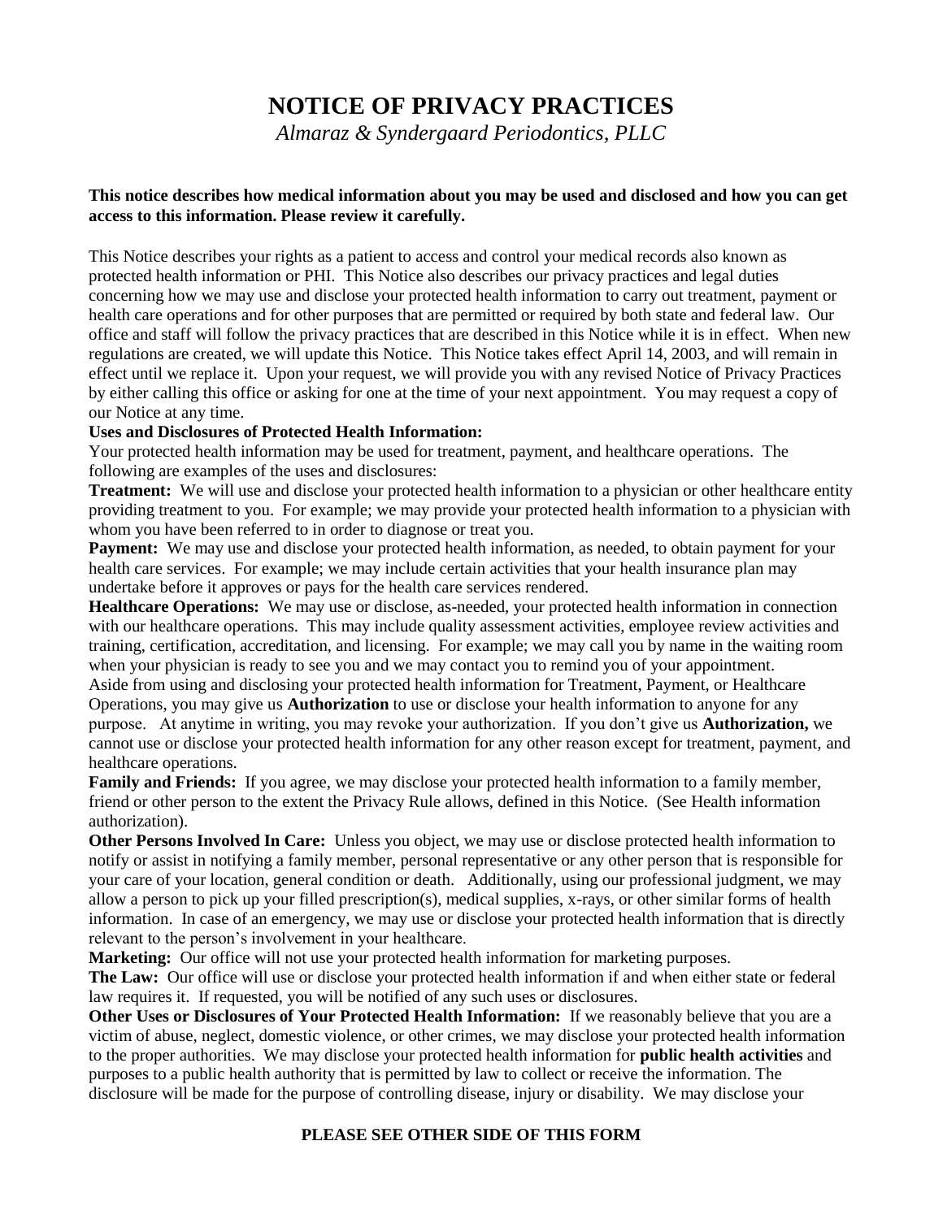# NOTICE OF PRIVACY PRACTICES

*Almaraz & Syndergaard Periodontics, PLLC*

**This notice describes how medical information about you may be used and disclosed and how you can get access to this information. Please review it carefully.**

This Notice describes your rights as a patient to access and control your medical records also known as protected health information or PHI. This Notice also describes our privacy practices and legal duties concerning how we may use and disclose your protected health information to carry out treatment, payment or health care operations and for other purposes that are permitted or required by both state and federal law. Our office and staff will follow the privacy practices that are described in this Notice while it is in effect. When new regulations are created, we will update this Notice. This Notice takes effect April 14, 2003, and will remain in effect until we replace it. Upon your request, we will provide you with any revised Notice of Privacy Practices by either calling this office or asking for one at the time of your next appointment. You may request a copy of our Notice at any time.

**Uses and Disclosures of Protected Health Information:**

Your protected health information may be used for treatment, payment, and healthcare operations. The following are examples of the uses and disclosures:

**Treatment:** We will use and disclose your protected health information to a physician or other healthcare entity providing treatment to you. For example; we may provide your protected health information to a physician with whom you have been referred to in order to diagnose or treat you.

**Payment:** We may use and disclose your protected health information, as needed, to obtain payment for your health care services. For example; we may include certain activities that your health insurance plan may undertake before it approves or pays for the health care services rendered.

**Healthcare Operations:** We may use or disclose, as-needed, your protected health information in connection with our healthcare operations. This may include quality assessment activities, employee review activities and training, certification, accreditation, and licensing. For example; we may call you by name in the waiting room when your physician is ready to see you and we may contact you to remind you of your appointment.

Aside from using and disclosing your protected health information for Treatment, Payment, or Healthcare Operations, you may give us **Authorization** to use or disclose your health information to anyone for any purpose. At anytime in writing, you may revoke your authorization. If you don't give us **Authorization,** we cannot use or disclose your protected health information for any other reason except for treatment, payment, and healthcare operations.

**Family and Friends:** If you agree, we may disclose your protected health information to a family member, friend or other person to the extent the Privacy Rule allows, defined in this Notice. (See Health information authorization).

**Other Persons Involved In Care:** Unless you object, we may use or disclose protected health information to notify or assist in notifying a family member, personal representative or any other person that is responsible for your care of your location, general condition or death. Additionally, using our professional judgment, we may allow a person to pick up your filled prescription(s), medical supplies, x-rays, or other similar forms of health information. In case of an emergency, we may use or disclose your protected health information that is directly relevant to the person's involvement in your healthcare.

**Marketing:** Our office will not use your protected health information for marketing purposes.

**The Law:** Our office will use or disclose your protected health information if and when either state or federal law requires it. If requested, you will be notified of any such uses or disclosures.

**Other Uses or Disclosures of Your Protected Health Information:** If we reasonably believe that you are a victim of abuse, neglect, domestic violence, or other crimes, we may disclose your protected health information to the proper authorities. We may disclose your protected health information for **public health activities** and purposes to a public health authority that is permitted by law to collect or receive the information. The disclosure will be made for the purpose of controlling disease, injury or disability. We may disclose your

**PLEASE SEE OTHER SIDE OF THIS FORM**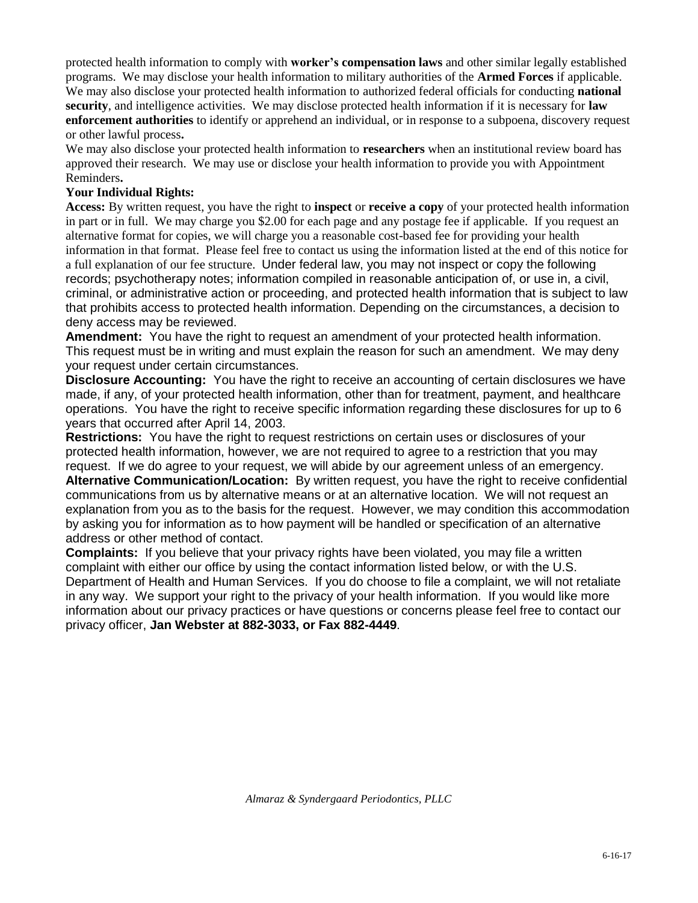protected health information to comply with **worker's compensation laws** and other similar legally established programs. We may disclose your health information to military authorities of the **Armed Forces** if applicable. We may also disclose your protected health information to authorized federal officials for conducting **national security**, and intelligence activities. We may disclose protected health information if it is necessary for **law enforcement authorities** to identify or apprehend an individual, or in response to a subpoena, discovery request or other lawful process**.**

We may also disclose your protected health information to **researchers** when an institutional review board has approved their research. We may use or disclose your health information to provide you with Appointment Reminders**.**

**Your Individual Rights:**

**Access:** By written request, you have the right to **inspect** or **receive a copy** of your protected health information in part or in full. We may charge you $2.00 for each page and any postage fee if applicable. If you request an alternative format for copies, we will charge you a reasonable cost-based fee for providing your health information in that format. Please feel free to contact us using the information listed at the end of this notice for a full explanation of our fee structure. Under federal law, you may not inspect or copy the following records; psychotherapy notes; information compiled in reasonable anticipation of, or use in, a civil, criminal, or administrative action or proceeding, and protected health information that is subject to law that prohibits access to protected health information. Depending on the circumstances, a decision to deny access may be reviewed.

**Amendment:** You have the right to request an amendment of your protected health information. This request must be in writing and must explain the reason for such an amendment. We may deny your request under certain circumstances.

**Disclosure Accounting:** You have the right to receive an accounting of certain disclosures we have made, if any, of your protected health information, other than for treatment, payment, and healthcare operations. You have the right to receive specific information regarding these disclosures for up to 6 years that occurred after April 14, 2003.

**Restrictions:** You have the right to request restrictions on certain uses or disclosures of your protected health information, however, we are not required to agree to a restriction that you may request. If we do agree to your request, we will abide by our agreement unless of an emergency.

**Alternative Communication/Location:** By written request, you have the right to receive confidential communications from us by alternative means or at an alternative location. We will not request an explanation from you as to the basis for the request. However, we may condition this accommodation by asking you for information as to how payment will be handled or specification of an alternative address or other method of contact.

**Complaints:** If you believe that your privacy rights have been violated, you may file a written complaint with either our office by using the contact information listed below, or with the U.S. Department of Health and Human Services. If you do choose to file a complaint, we will not retaliate in any way. We support your right to the privacy of your health information. If you would like more information about our privacy practices or have questions or concerns please feel free to contact our privacy officer, **Jan Webster at 882-3033, or Fax 882-4449**.

*Almaraz & Syndergaard Periodontics, PLLC*

6-16-17